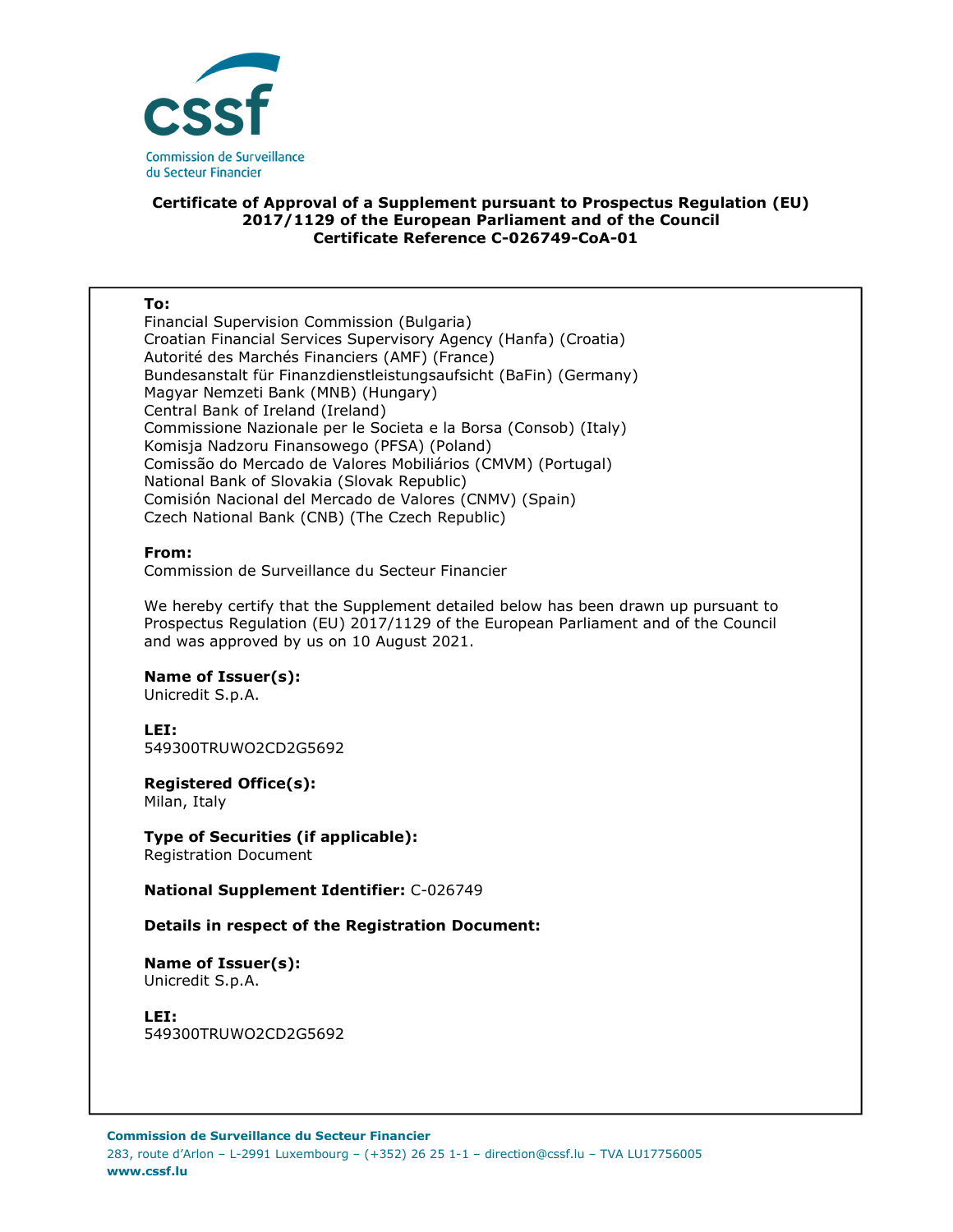**Certificate of Approval of a Supplement pursuant to Prospectus Regulation (EU) 2017/1129 of the European Parliament and of the Council**
**Certificate Reference C-026749-CoA-01**

**To:**
Financial Supervision Commission (Bulgaria)
Croatian Financial Services Supervisory Agency (Hanfa) (Croatia)
Autorité des Marchés Financiers (AMF) (France)
Bundesanstalt für Finanzdienstleistungsaufsicht (BaFin) (Germany)
Magyar Nemzeti Bank (MNB) (Hungary)
Central Bank of Ireland (Ireland)
Commissione Nazionale per le Societa e la Borsa (Consob) (Italy)
Komisja Nadzoru Finansowego (PFSA) (Poland)
Comissão do Mercado de Valores Mobiliários (CMVM) (Portugal)
National Bank of Slovakia (Slovak Republic)
Comisión Nacional del Mercado de Valores (CNMV) (Spain)
Czech National Bank (CNB) (The Czech Republic)

**From:**
Commission de Surveillance du Secteur Financier

We hereby certify that the Supplement detailed below has been drawn up pursuant to Prospectus Regulation (EU) 2017/1129 of the European Parliament and of the Council and was approved by us on 10 August 2021.

**Name of Issuer(s):**
Unicredit S.p.A.

**LEI:**
549300TRUWO2CD2G5692

**Registered Office(s):**
Milan, Italy

**Type of Securities (if applicable):**
Registration Document

**National Supplement Identifier:** C-026749

**Details in respect of the Registration Document:**

**Name of Issuer(s):**
Unicredit S.p.A.

**LEI:**
549300TRUWO2CD2G5692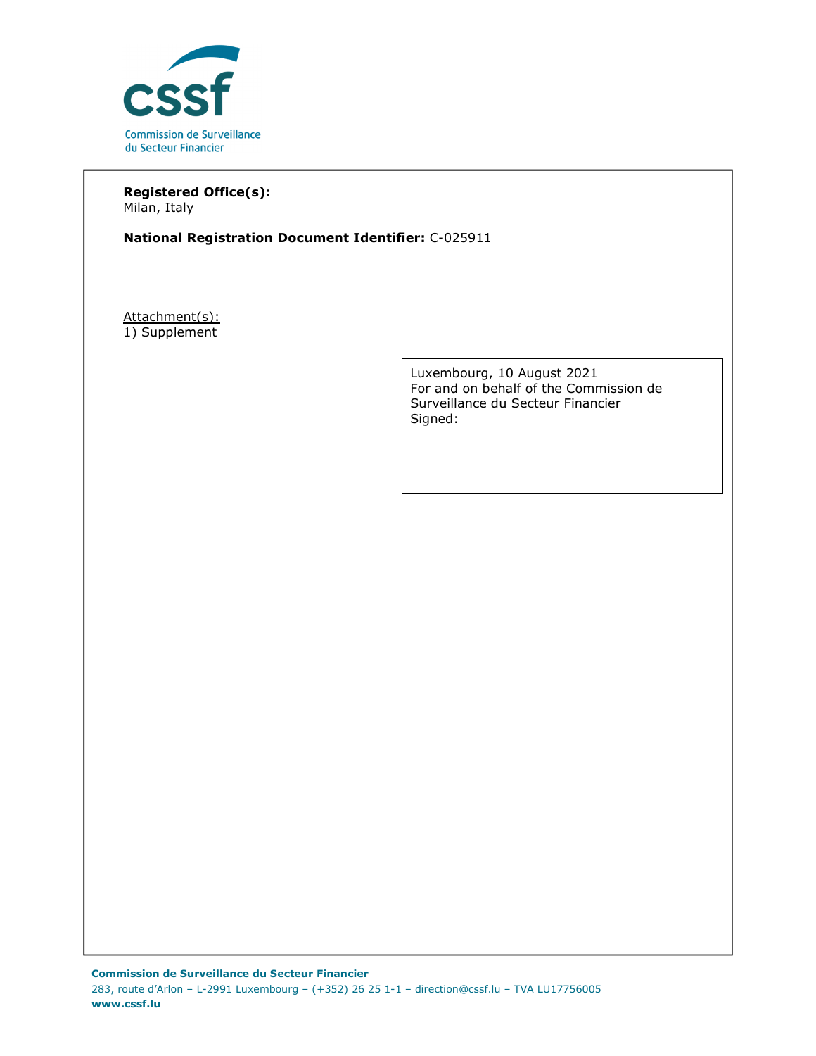**Registered Office(s):**
Milan, Italy

**National Registration Document Identifier:** C-025911

Attachment(s):
1) Supplement

Luxembourg, 10 August 2021
For and on behalf of the Commission de Surveillance du Secteur Financier
Signed: